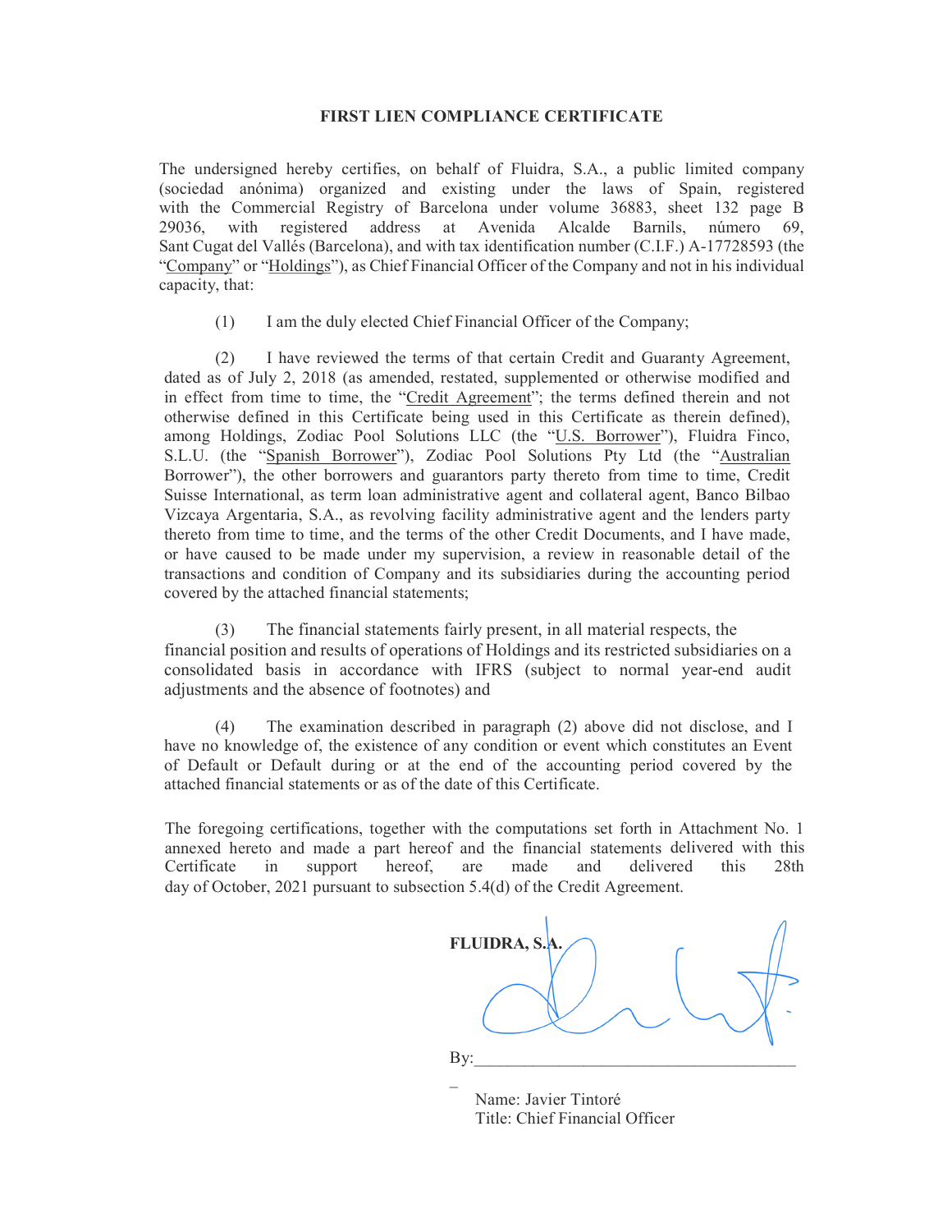**FIRST LIEN COMPLIANCE CERTIFICATE**

The undersigned hereby certifies, on behalf of Fluidra, S.A., a public limited company (sociedad anónima) organized and existing under the laws of Spain, registered with the Commercial Registry of Barcelona under volume 36883, sheet 132 page B 29036, with registered address at Avenida Alcalde Barnils, número 69, Sant Cugat del Vallés (Barcelona), and with tax identification number (C.I.F.) A-17728593 (the "Company" or "Holdings"), as Chief Financial Officer of the Company and not in his individual capacity, that:

(1) I am the duly elected Chief Financial Officer of the Company;

(2) I have reviewed the terms of that certain Credit and Guaranty Agreement, dated as of July 2, 2018 (as amended, restated, supplemented or otherwise modified and in effect from time to time, the "Credit Agreement"; the terms defined therein and not otherwise defined in this Certificate being used in this Certificate as therein defined), among Holdings, Zodiac Pool Solutions LLC (the "U.S. Borrower"), Fluidra Finco, S.L.U. (the "Spanish Borrower"), Zodiac Pool Solutions Pty Ltd (the "Australian Borrower"), the other borrowers and guarantors party thereto from time to time, Credit Suisse International, as term loan administrative agent and collateral agent, Banco Bilbao Vizcaya Argentaria, S.A., as revolving facility administrative agent and the lenders party thereto from time to time, and the terms of the other Credit Documents, and I have made, or have caused to be made under my supervision, a review in reasonable detail of the transactions and condition of Company and its subsidiaries during the accounting period covered by the attached financial statements;

(3) The financial statements fairly present, in all material respects, the financial position and results of operations of Holdings and its restricted subsidiaries on a consolidated basis in accordance with IFRS (subject to normal year-end audit adjustments and the absence of footnotes) and

(4) The examination described in paragraph (2) above did not disclose, and I have no knowledge of, the existence of any condition or event which constitutes an Event of Default or Default during or at the end of the accounting period covered by the attached financial statements or as of the date of this Certificate.

The foregoing certifications, together with the computations set forth in Attachment No. 1 annexed hereto and made a part hereof and the financial statements delivered with this Certificate in support hereof, are made and delivered this 28th day of October, 2021 pursuant to subsection 5.4(d) of the Credit Agreement.

**FLUIDRA, S.A.**

By:\_\_\_\_\_\_\_\_\_\_\_\_\_\_\_\_\_\_\_\_\_\_\_\_\_\_\_\_\_\_\_\_\_\_\_\_\_\_

Name: Javier Tintoré
Title: Chief Financial Officer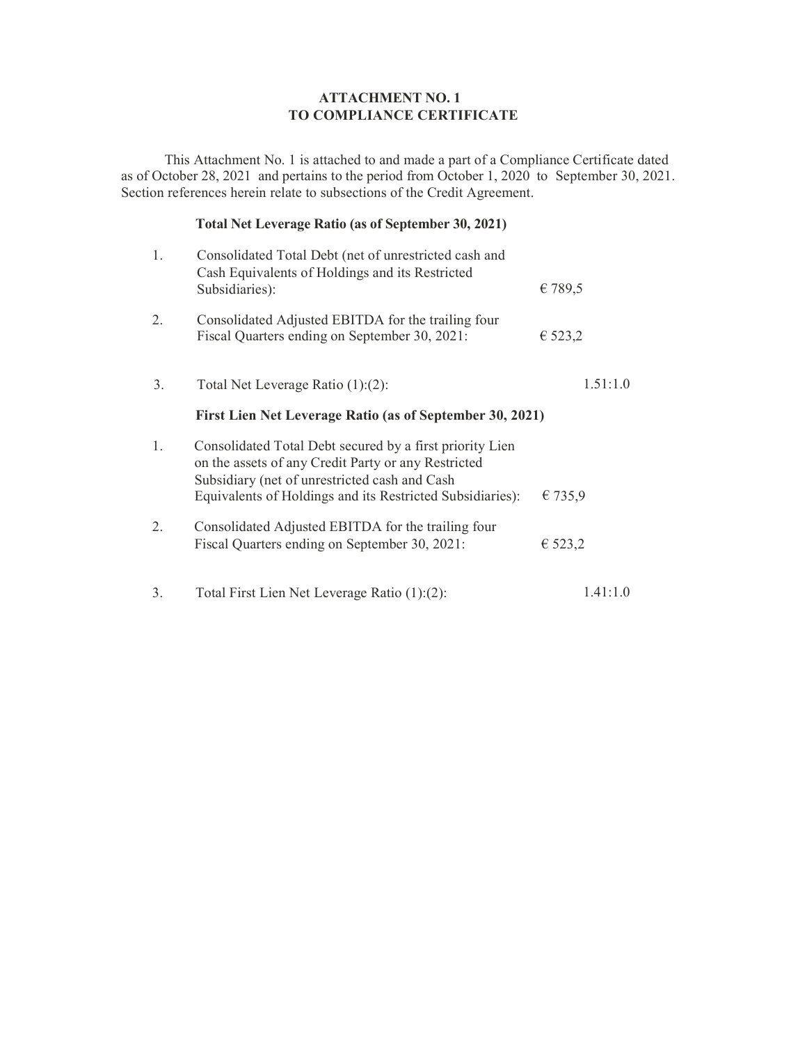**ATTACHMENT NO. 1**
**TO COMPLIANCE CERTIFICATE**

This Attachment No. 1 is attached to and made a part of a Compliance Certificate dated as of October 28, 2021 and pertains to the period from October 1, 2020 to September 30, 2021. Section references herein relate to subsections of the Credit Agreement.

**Total Net Leverage Ratio (as of September 30, 2021)**

| | | |
|---|---|---|
| 1. | Consolidated Total Debt (net of unrestricted cash and Cash Equivalents of Holdings and its Restricted Subsidiaries): | € 789,5 |
| 2. | Consolidated Adjusted EBITDA for the trailing four Fiscal Quarters ending on September 30, 2021: | € 523,2 |
| 3. | Total Net Leverage Ratio (1):(2): | 1.51:1.0 |

**First Lien Net Leverage Ratio (as of September 30, 2021)**

| | | |
|---|---|---|
| 1. | Consolidated Total Debt secured by a first priority Lien on the assets of any Credit Party or any Restricted Subsidiary (net of unrestricted cash and Cash Equivalents of Holdings and its Restricted Subsidiaries): | € 735,9 |
| 2. | Consolidated Adjusted EBITDA for the trailing four Fiscal Quarters ending on September 30, 2021: | € 523,2 |
| 3. | Total First Lien Net Leverage Ratio (1):(2): | 1.41:1.0 |